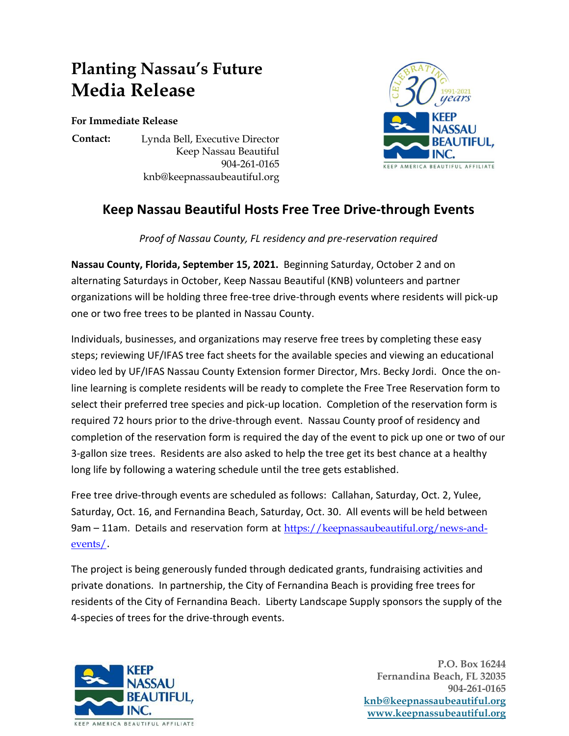# Planting Nassau's Future
# Media Release

**For Immediate Release**

**Contact:** Lynda Bell, Executive Director
Keep Nassau Beautiful
904-261-0165
knb@keepnassaubeautiful.org

## Keep Nassau Beautiful Hosts Free Tree Drive-through Events

*Proof of Nassau County, FL residency and pre-reservation required*

**Nassau County, Florida, September 15, 2021.** Beginning Saturday, October 2 and on alternating Saturdays in October, Keep Nassau Beautiful (KNB) volunteers and partner organizations will be holding three free-tree drive-through events where residents will pick-up one or two free trees to be planted in Nassau County.

Individuals, businesses, and organizations may reserve free trees by completing these easy steps; reviewing UF/IFAS tree fact sheets for the available species and viewing an educational video led by UF/IFAS Nassau County Extension former Director, Mrs. Becky Jordi. Once the on-line learning is complete residents will be ready to complete the Free Tree Reservation form to select their preferred tree species and pick-up location. Completion of the reservation form is required 72 hours prior to the drive-through event. Nassau County proof of residency and completion of the reservation form is required the day of the event to pick up one or two of our 3-gallon size trees. Residents are also asked to help the tree get its best chance at a healthy long life by following a watering schedule until the tree gets established.

Free tree drive-through events are scheduled as follows: Callahan, Saturday, Oct. 2, Yulee, Saturday, Oct. 16, and Fernandina Beach, Saturday, Oct. 30. All events will be held between 9am – 11am. Details and reservation form at https://keepnassaubeautiful.org/news-and-events/.

The project is being generously funded through dedicated grants, fundraising activities and private donations. In partnership, the City of Fernandina Beach is providing free trees for residents of the City of Fernandina Beach. Liberty Landscape Supply sponsors the supply of the 4-species of trees for the drive-through events.

**P.O. Box 16244**
**Fernandina Beach, FL 32035**
**904-261-0165**
**knb@keepnassaubeautiful.org**
**www.keepnassubeautiful.org**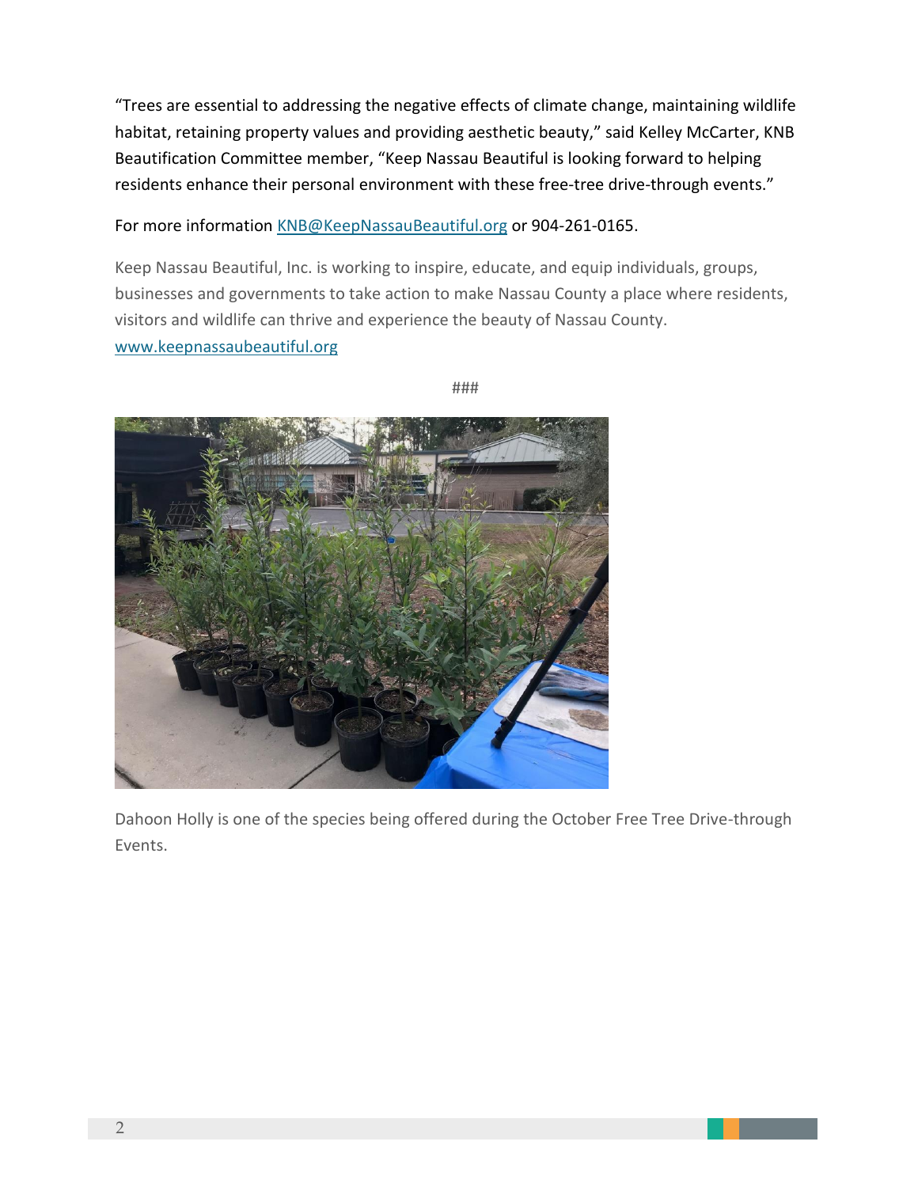"Trees are essential to addressing the negative effects of climate change, maintaining wildlife habitat, retaining property values and providing aesthetic beauty," said Kelley McCarter, KNB Beautification Committee member, "Keep Nassau Beautiful is looking forward to helping residents enhance their personal environment with these free-tree drive-through events."

For more information KNB@KeepNassauBeautiful.org or 904-261-0165.

Keep Nassau Beautiful, Inc. is working to inspire, educate, and equip individuals, groups, businesses and governments to take action to make Nassau County a place where residents, visitors and wildlife can thrive and experience the beauty of Nassau County. www.keepnassaubeautiful.org

###

Dahoon Holly is one of the species being offered during the October Free Tree Drive-through Events.